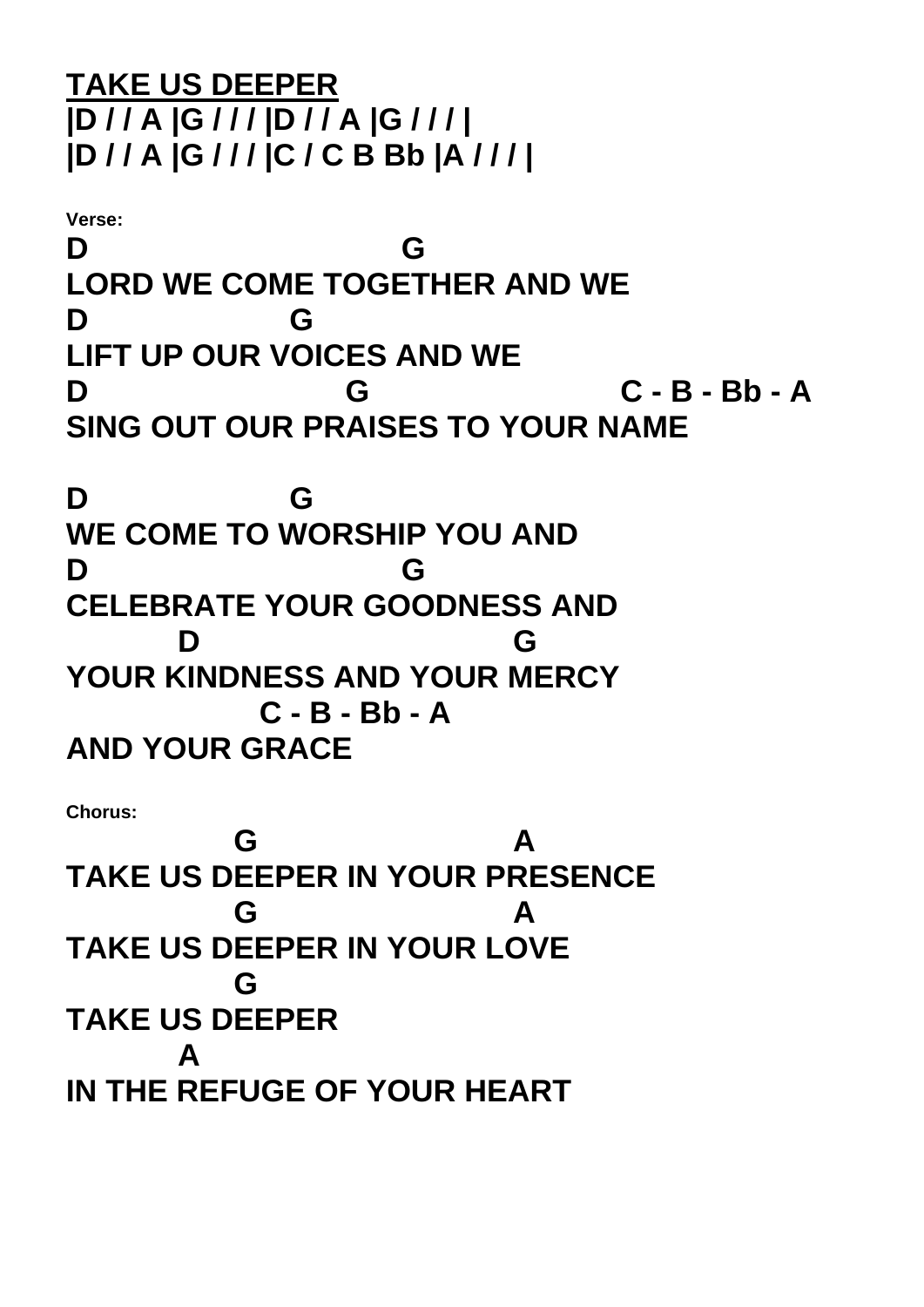# <u>TAKE US DEEPER</u>

**|D / / A |G / / / |D / / A |G / / / |**
**|D / / A |G / / / |C / C B Bb |A / / / |**

**Verse:**

```
D                          G
LORD WE COME TOGETHER AND WE
D                 G
LIFT UP OUR VOICES AND WE
D                      G                   C - B - Bb - A
SING OUT OUR PRAISES TO YOUR NAME

D                 G
WE COME TO WORSHIP YOU AND
D                          G
CELEBRATE YOUR GOODNESS AND
         D                           G
YOUR KINDNESS AND YOUR MERCY
               C - B - Bb - A
AND YOUR GRACE
```

**Chorus:**

```
             G                     A
TAKE US DEEPER IN YOUR PRESENCE
             G                     A
TAKE US DEEPER IN YOUR LOVE
             G
TAKE US DEEPER
         A
IN THE REFUGE OF YOUR HEART
```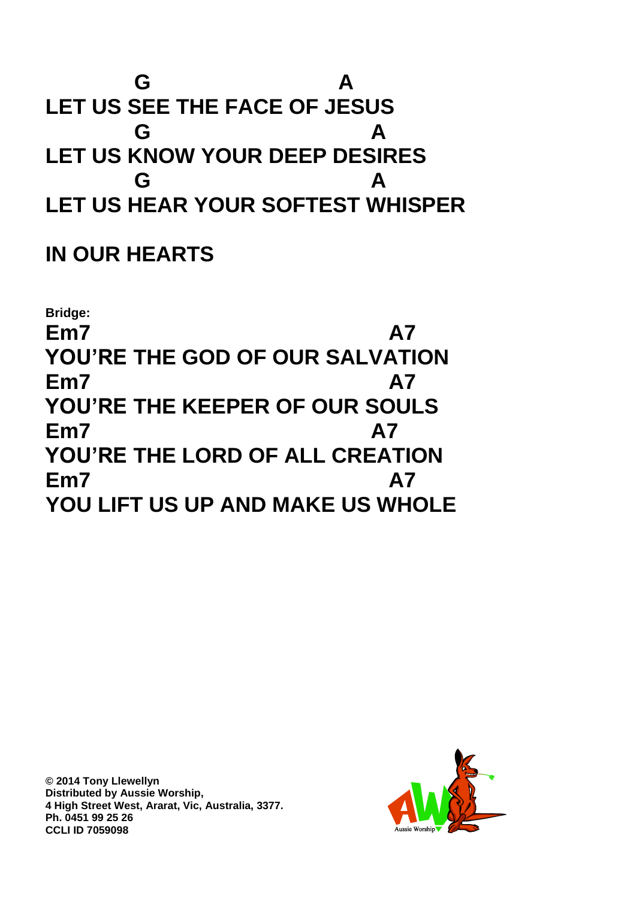```
          G                          A
LET US SEE THE FACE OF JESUS
          G                              A
LET US KNOW YOUR DEEP DESIRES
          G                              A
LET US HEAR YOUR SOFTEST WHISPER

IN OUR HEARTS
```

**Bridge:**

```
Em7                                    A7
YOU'RE THE GOD OF OUR SALVATION
Em7                                    A7
YOU'RE THE KEEPER OF OUR SOULS
Em7                                  A7
YOU'RE THE LORD OF ALL CREATION
Em7                                    A7
YOU LIFT US UP AND MAKE US WHOLE
```

**© 2014 Tony Llewellyn**
**Distributed by Aussie Worship,**
**4 High Street West, Ararat, Vic, Australia, 3377.**
**Ph. 0451 99 25 26**
**CCLI ID 7059098**